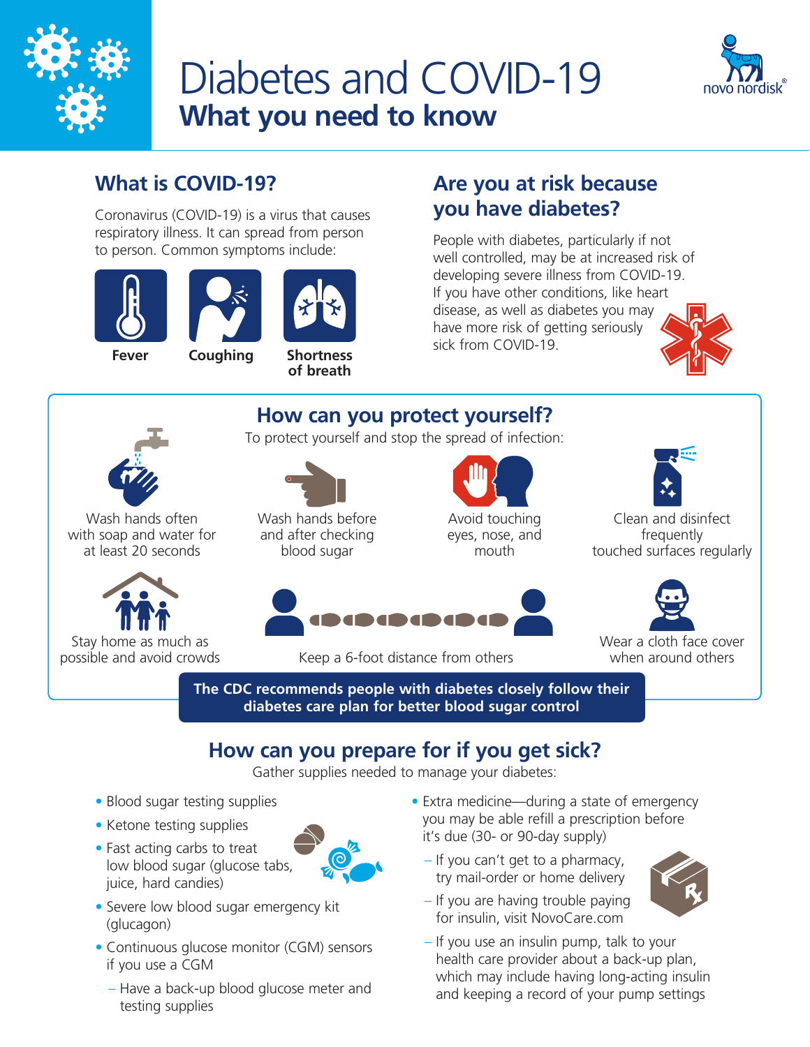# Diabetes and COVID-19

## What you need to know

### What is COVID-19?

Coronavirus (COVID-19) is a virus that causes respiratory illness. It can spread from person to person. Common symptoms include:

- Fever
- Coughing
- Shortness of breath

### Are you at risk because you have diabetes?

People with diabetes, particularly if not well controlled, may be at increased risk of developing severe illness from COVID-19. If you have other conditions, like heart disease, as well as diabetes you may have more risk of getting seriously sick from COVID-19.

### How can you protect yourself?

To protect yourself and stop the spread of infection:

- Wash hands often with soap and water for at least 20 seconds
- Wash hands before and after checking blood sugar
- Avoid touching eyes, nose, and mouth
- Clean and disinfect frequently touched surfaces regularly
- Stay home as much as possible and avoid crowds
- Keep a 6-foot distance from others
- Wear a cloth face cover when around others

**The CDC recommends people with diabetes closely follow their diabetes care plan for better blood sugar control**

### How can you prepare for if you get sick?

Gather supplies needed to manage your diabetes:

- Blood sugar testing supplies
- Ketone testing supplies
- Fast acting carbs to treat low blood sugar (glucose tabs, juice, hard candies)
- Severe low blood sugar emergency kit (glucagon)
- Continuous glucose monitor (CGM) sensors if you use a CGM
  - Have a back-up blood glucose meter and testing supplies
- Extra medicine—during a state of emergency you may be able refill a prescription before it's due (30- or 90-day supply)
  - If you can't get to a pharmacy, try mail-order or home delivery
  - If you are having trouble paying for insulin, visit NovoCare.com
  - If you use an insulin pump, talk to your health care provider about a back-up plan, which may include having long-acting insulin and keeping a record of your pump settings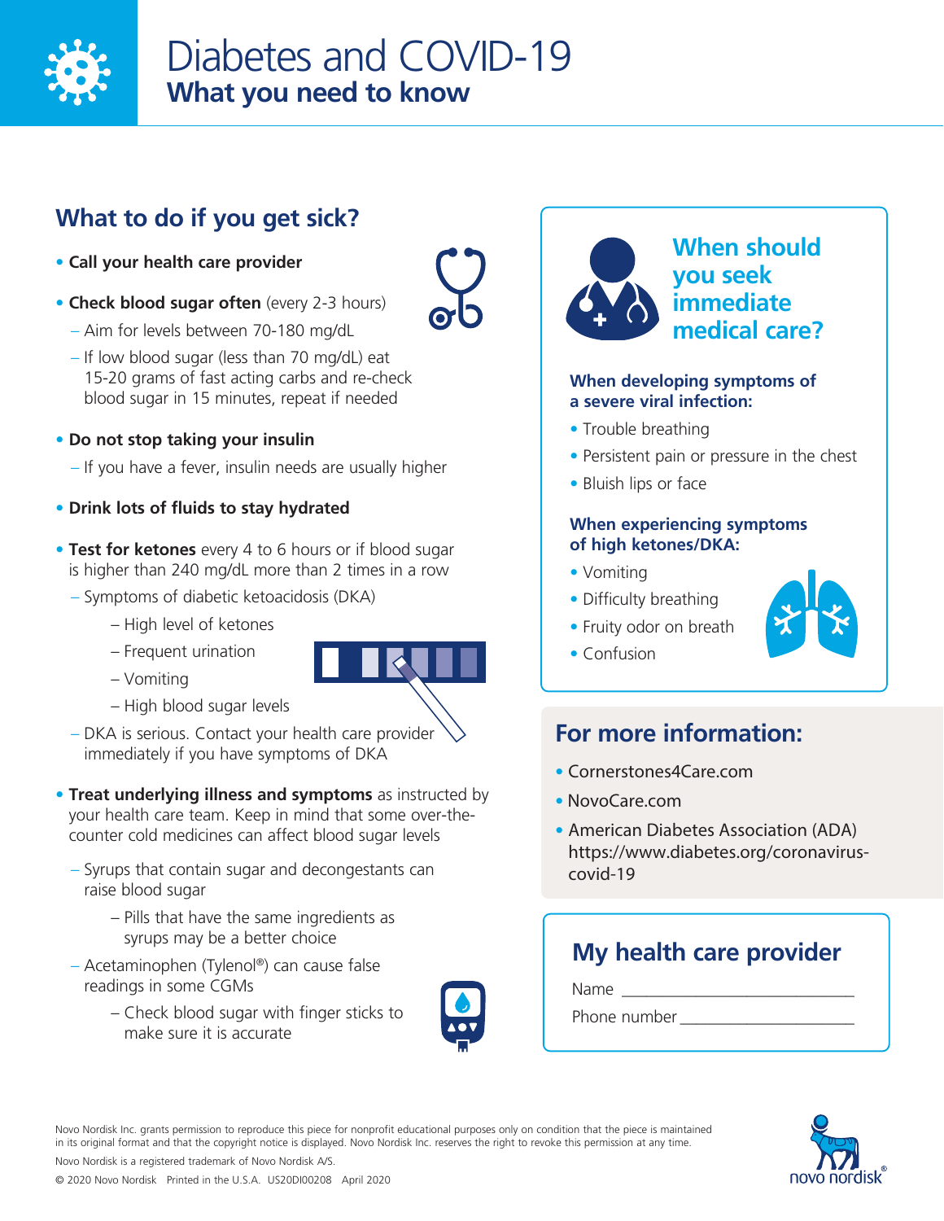# Diabetes and COVID-19

## What you need to know

## What to do if you get sick?

- **Call your health care provider**
- **Check blood sugar often** (every 2-3 hours)
  - Aim for levels between 70-180 mg/dL
  - If low blood sugar (less than 70 mg/dL) eat 15-20 grams of fast acting carbs and re-check blood sugar in 15 minutes, repeat if needed
- **Do not stop taking your insulin**
  - If you have a fever, insulin needs are usually higher
- **Drink lots of fluids to stay hydrated**
- **Test for ketones** every 4 to 6 hours or if blood sugar is higher than 240 mg/dL more than 2 times in a row
  - Symptoms of diabetic ketoacidosis (DKA)
    - High level of ketones
    - Frequent urination
    - Vomiting
    - High blood sugar levels
  - DKA is serious. Contact your health care provider immediately if you have symptoms of DKA
- **Treat underlying illness and symptoms** as instructed by your health care team. Keep in mind that some over-the-counter cold medicines can affect blood sugar levels
  - Syrups that contain sugar and decongestants can raise blood sugar
    - Pills that have the same ingredients as syrups may be a better choice
  - Acetaminophen (Tylenol®) can cause false readings in some CGMs
    - Check blood sugar with finger sticks to make sure it is accurate

## When should you seek immediate medical care?

**When developing symptoms of a severe viral infection:**

- Trouble breathing
- Persistent pain or pressure in the chest
- Bluish lips or face

**When experiencing symptoms of high ketones/DKA:**

- Vomiting
- Difficulty breathing
- Fruity odor on breath
- Confusion

## For more information:

- Cornerstones4Care.com
- NovoCare.com
- American Diabetes Association (ADA) https://www.diabetes.org/coronavirus-covid-19

## My health care provider

Name ______________________________

Phone number ______________________

Novo Nordisk Inc. grants permission to reproduce this piece for nonprofit educational purposes only on condition that the piece is maintained in its original format and that the copyright notice is displayed. Novo Nordisk Inc. reserves the right to revoke this permission at any time.

Novo Nordisk is a registered trademark of Novo Nordisk A/S.

© 2020 Novo Nordisk Printed in the U.S.A. US20DI00208 April 2020